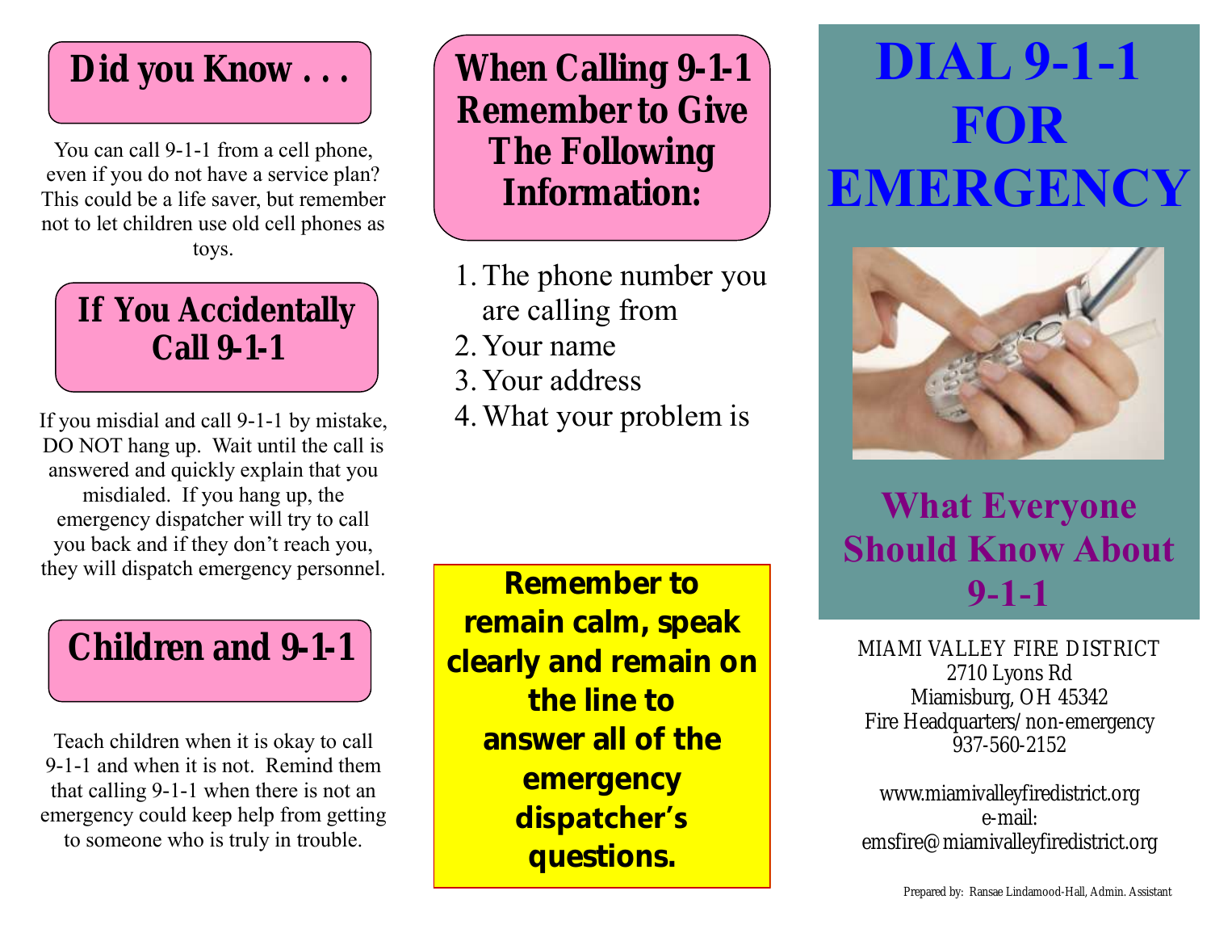## Did you Know . . .

You can call 9-1-1 from a cell phone, even if you do not have a service plan? This could be a life saver, but remember not to let children use old cell phones as toys.

## If You Accidentally Call 9-1-1

If you misdial and call 9-1-1 by mistake, DO NOT hang up. Wait until the call is answered and quickly explain that you misdialed. If you hang up, the emergency dispatcher will try to call you back and if they don't reach you, they will dispatch emergency personnel.

## Children and 9-1-1

Teach children when it is okay to call 9-1-1 and when it is not. Remind them that calling 9-1-1 when there is not an emergency could keep help from getting to someone who is truly in trouble.

## When Calling 9-1-1 Remember to Give The Following Information:

1. The phone number you are calling from
2. Your name
3. Your address
4. What your problem is

**Remember to remain calm, speak clearly and remain on the line to answer all of the emergency dispatcher's questions.**

# DIAL 9-1-1 FOR EMERGENCY

## What Everyone Should Know About 9-1-1

MIAMI VALLEY FIRE DISTRICT
2710 Lyons Rd
Miamisburg, OH 45342
Fire Headquarters/non-emergency
937-560-2152

www.miamivalleyfiredistrict.org
e-mail:
emsfire@miamivalleyfiredistrict.org

Prepared by: Ransae Lindamood-Hall, Admin. Assistant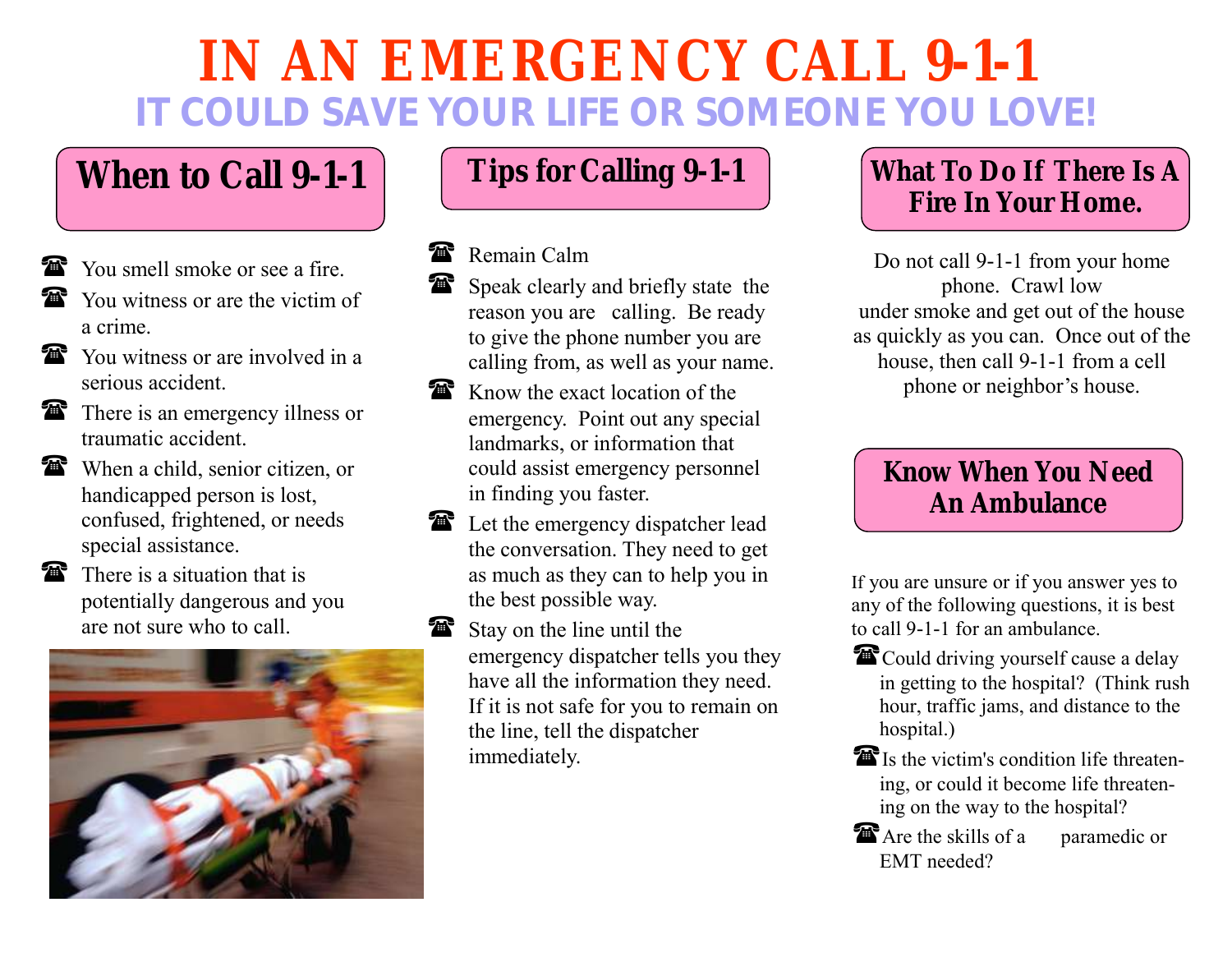# IN AN EMERGENCY CALL 9-1-1

## IT COULD SAVE YOUR LIFE OR SOMEONE YOU LOVE!

## When to Call 9-1-1

- ☎ You smell smoke or see a fire.
- ☎ You witness or are the victim of a crime.
- ☎ You witness or are involved in a serious accident.
- ☎ There is an emergency illness or traumatic accident.
- ☎ When a child, senior citizen, or handicapped person is lost, confused, frightened, or needs special assistance.
- ☎ There is a situation that is potentially dangerous and you are not sure who to call.

## Tips for Calling 9-1-1

- ☎ Remain Calm
- ☎ Speak clearly and briefly state the reason you are calling. Be ready to give the phone number you are calling from, as well as your name.
- ☎ Know the exact location of the emergency. Point out any special landmarks, or information that could assist emergency personnel in finding you faster.
- ☎ Let the emergency dispatcher lead the conversation. They need to get as much as they can to help you in the best possible way.
- ☎ Stay on the line until the emergency dispatcher tells you they have all the information they need. If it is not safe for you to remain on the line, tell the dispatcher immediately.

## What To Do If There Is A Fire In Your Home.

Do not call 9-1-1 from your home phone. Crawl low under smoke and get out of the house as quickly as you can. Once out of the house, then call 9-1-1 from a cell phone or neighbor's house.

## Know When You Need An Ambulance

If you are unsure or if you answer yes to any of the following questions, it is best to call 9-1-1 for an ambulance.

- ☎ Could driving yourself cause a delay in getting to the hospital? (Think rush hour, traffic jams, and distance to the hospital.)
- ☎ Is the victim's condition life threatening, or could it become life threatening on the way to the hospital?
- ☎ Are the skills of a paramedic or EMT needed?